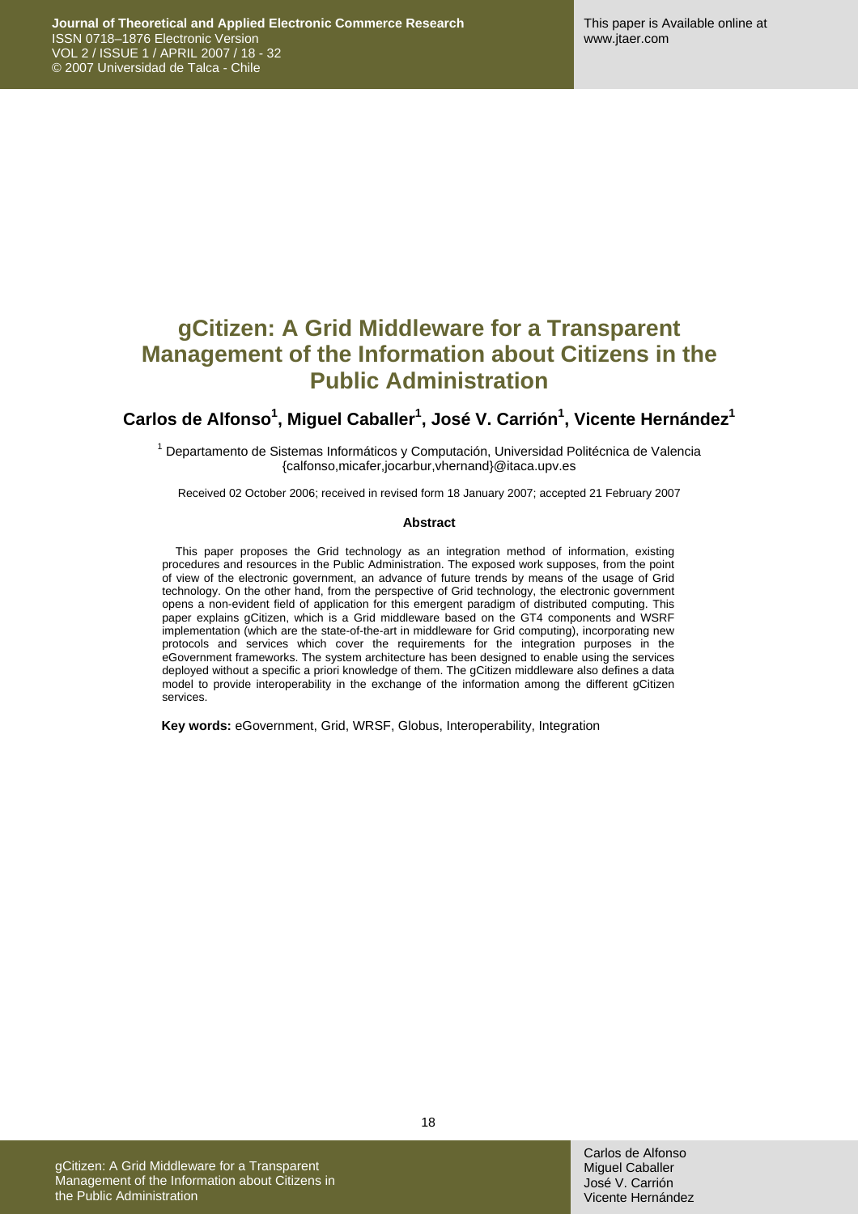# gCitizen: A Grid Middleware for a Transparent Management of the Information about Citizens in the Public Administration

**Carlos de Alfonso[1], Miguel Caballer[1], José V. Carrión[1], Vicente Hernández[1]**

[1] Departamento de Sistemas Informáticos y Computación, Universidad Politécnica de Valencia
{calfonso,micafer,jocarbur,vhernand}@itaca.upv.es

Received 02 October 2006; received in revised form 18 January 2007; accepted 21 February 2007

### Abstract

This paper proposes the Grid technology as an integration method of information, existing procedures and resources in the Public Administration. The exposed work supposes, from the point of view of the electronic government, an advance of future trends by means of the usage of Grid technology. On the other hand, from the perspective of Grid technology, the electronic government opens a non-evident field of application for this emergent paradigm of distributed computing. This paper explains gCitizen, which is a Grid middleware based on the GT4 components and WSRF implementation (which are the state-of-the-art in middleware for Grid computing), incorporating new protocols and services which cover the requirements for the integration purposes in the eGovernment frameworks. The system architecture has been designed to enable using the services deployed without a specific a priori knowledge of them. The gCitizen middleware also defines a data model to provide interoperability in the exchange of the information among the different gCitizen services.

**Key words:** eGovernment, Grid, WRSF, Globus, Interoperability, Integration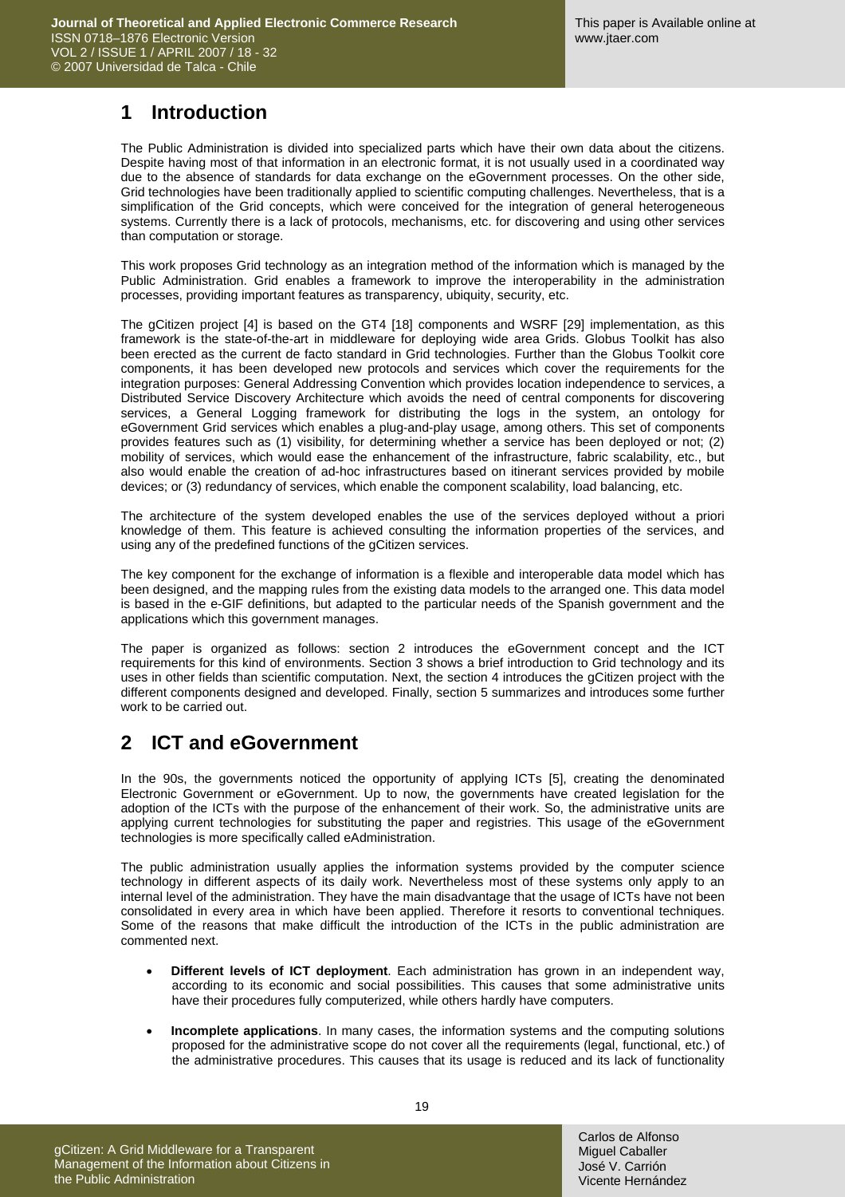# 1 Introduction

The Public Administration is divided into specialized parts which have their own data about the citizens. Despite having most of that information in an electronic format, it is not usually used in a coordinated way due to the absence of standards for data exchange on the eGovernment processes. On the other side, Grid technologies have been traditionally applied to scientific computing challenges. Nevertheless, that is a simplification of the Grid concepts, which were conceived for the integration of general heterogeneous systems. Currently there is a lack of protocols, mechanisms, etc. for discovering and using other services than computation or storage.

This work proposes Grid technology as an integration method of the information which is managed by the Public Administration. Grid enables a framework to improve the interoperability in the administration processes, providing important features as transparency, ubiquity, security, etc.

The gCitizen project [4] is based on the GT4 [18] components and WSRF [29] implementation, as this framework is the state-of-the-art in middleware for deploying wide area Grids. Globus Toolkit has also been erected as the current de facto standard in Grid technologies. Further than the Globus Toolkit core components, it has been developed new protocols and services which cover the requirements for the integration purposes: General Addressing Convention which provides location independence to services, a Distributed Service Discovery Architecture which avoids the need of central components for discovering services, a General Logging framework for distributing the logs in the system, an ontology for eGovernment Grid services which enables a plug-and-play usage, among others. This set of components provides features such as (1) visibility, for determining whether a service has been deployed or not; (2) mobility of services, which would ease the enhancement of the infrastructure, fabric scalability, etc., but also would enable the creation of ad-hoc infrastructures based on itinerant services provided by mobile devices; or (3) redundancy of services, which enable the component scalability, load balancing, etc.

The architecture of the system developed enables the use of the services deployed without a priori knowledge of them. This feature is achieved consulting the information properties of the services, and using any of the predefined functions of the gCitizen services.

The key component for the exchange of information is a flexible and interoperable data model which has been designed, and the mapping rules from the existing data models to the arranged one. This data model is based in the e-GIF definitions, but adapted to the particular needs of the Spanish government and the applications which this government manages.

The paper is organized as follows: section 2 introduces the eGovernment concept and the ICT requirements for this kind of environments. Section 3 shows a brief introduction to Grid technology and its uses in other fields than scientific computation. Next, the section 4 introduces the gCitizen project with the different components designed and developed. Finally, section 5 summarizes and introduces some further work to be carried out.

# 2 ICT and eGovernment

In the 90s, the governments noticed the opportunity of applying ICTs [5], creating the denominated Electronic Government or eGovernment. Up to now, the governments have created legislation for the adoption of the ICTs with the purpose of the enhancement of their work. So, the administrative units are applying current technologies for substituting the paper and registries. This usage of the eGovernment technologies is more specifically called eAdministration.

The public administration usually applies the information systems provided by the computer science technology in different aspects of its daily work. Nevertheless most of these systems only apply to an internal level of the administration. They have the main disadvantage that the usage of ICTs have not been consolidated in every area in which have been applied. Therefore it resorts to conventional techniques. Some of the reasons that make difficult the introduction of the ICTs in the public administration are commented next.

- **Different levels of ICT deployment**. Each administration has grown in an independent way, according to its economic and social possibilities. This causes that some administrative units have their procedures fully computerized, while others hardly have computers.
- **Incomplete applications**. In many cases, the information systems and the computing solutions proposed for the administrative scope do not cover all the requirements (legal, functional, etc.) of the administrative procedures. This causes that its usage is reduced and its lack of functionality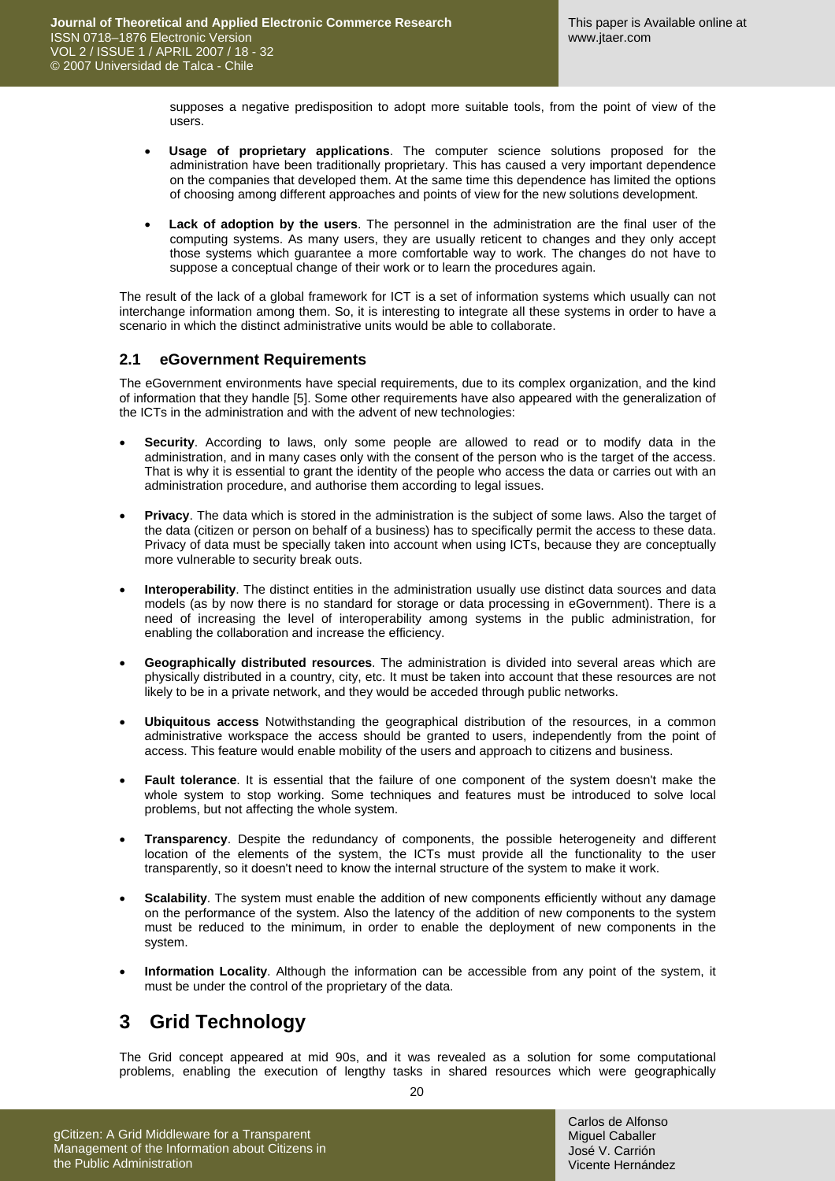supposes a negative predisposition to adopt more suitable tools, from the point of view of the users.

- **Usage of proprietary applications**. The computer science solutions proposed for the administration have been traditionally proprietary. This has caused a very important dependence on the companies that developed them. At the same time this dependence has limited the options of choosing among different approaches and points of view for the new solutions development.

- **Lack of adoption by the users**. The personnel in the administration are the final user of the computing systems. As many users, they are usually reticent to changes and they only accept those systems which guarantee a more comfortable way to work. The changes do not have to suppose a conceptual change of their work or to learn the procedures again.

The result of the lack of a global framework for ICT is a set of information systems which usually can not interchange information among them. So, it is interesting to integrate all these systems in order to have a scenario in which the distinct administrative units would be able to collaborate.

## 2.1 eGovernment Requirements

The eGovernment environments have special requirements, due to its complex organization, and the kind of information that they handle [5]. Some other requirements have also appeared with the generalization of the ICTs in the administration and with the advent of new technologies:

- **Security**. According to laws, only some people are allowed to read or to modify data in the administration, and in many cases only with the consent of the person who is the target of the access. That is why it is essential to grant the identity of the people who access the data or carries out with an administration procedure, and authorise them according to legal issues.

- **Privacy**. The data which is stored in the administration is the subject of some laws. Also the target of the data (citizen or person on behalf of a business) has to specifically permit the access to these data. Privacy of data must be specially taken into account when using ICTs, because they are conceptually more vulnerable to security break outs.

- **Interoperability**. The distinct entities in the administration usually use distinct data sources and data models (as by now there is no standard for storage or data processing in eGovernment). There is a need of increasing the level of interoperability among systems in the public administration, for enabling the collaboration and increase the efficiency.

- **Geographically distributed resources**. The administration is divided into several areas which are physically distributed in a country, city, etc. It must be taken into account that these resources are not likely to be in a private network, and they would be acceded through public networks.

- **Ubiquitous access** Notwithstanding the geographical distribution of the resources, in a common administrative workspace the access should be granted to users, independently from the point of access. This feature would enable mobility of the users and approach to citizens and business.

- **Fault tolerance**. It is essential that the failure of one component of the system doesn't make the whole system to stop working. Some techniques and features must be introduced to solve local problems, but not affecting the whole system.

- **Transparency**. Despite the redundancy of components, the possible heterogeneity and different location of the elements of the system, the ICTs must provide all the functionality to the user transparently, so it doesn't need to know the internal structure of the system to make it work.

- **Scalability**. The system must enable the addition of new components efficiently without any damage on the performance of the system. Also the latency of the addition of new components to the system must be reduced to the minimum, in order to enable the deployment of new components in the system.

- **Information Locality**. Although the information can be accessible from any point of the system, it must be under the control of the proprietary of the data.

# 3 Grid Technology

The Grid concept appeared at mid 90s, and it was revealed as a solution for some computational problems, enabling the execution of lengthy tasks in shared resources which were geographically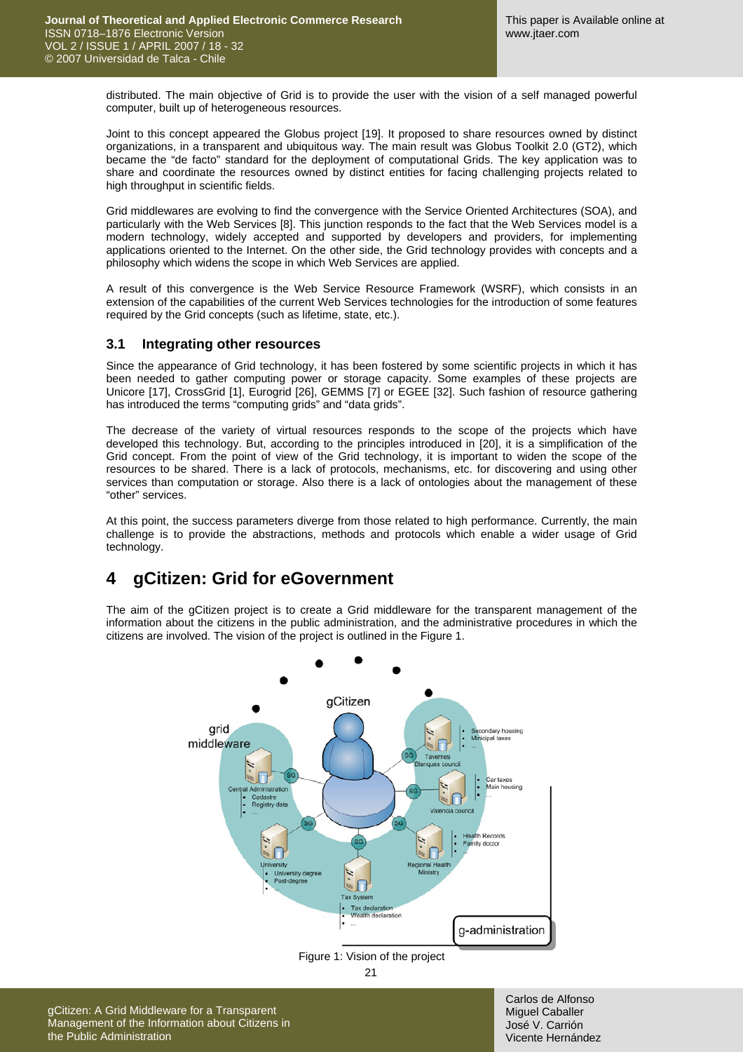distributed. The main objective of Grid is to provide the user with the vision of a self managed powerful computer, built up of heterogeneous resources.

Joint to this concept appeared the Globus project [19]. It proposed to share resources owned by distinct organizations, in a transparent and ubiquitous way. The main result was Globus Toolkit 2.0 (GT2), which became the "de facto" standard for the deployment of computational Grids. The key application was to share and coordinate the resources owned by distinct entities for facing challenging projects related to high throughput in scientific fields.

Grid middlewares are evolving to find the convergence with the Service Oriented Architectures (SOA), and particularly with the Web Services [8]. This junction responds to the fact that the Web Services model is a modern technology, widely accepted and supported by developers and providers, for implementing applications oriented to the Internet. On the other side, the Grid technology provides with concepts and a philosophy which widens the scope in which Web Services are applied.

A result of this convergence is the Web Service Resource Framework (WSRF), which consists in an extension of the capabilities of the current Web Services technologies for the introduction of some features required by the Grid concepts (such as lifetime, state, etc.).

### 3.1 Integrating other resources

Since the appearance of Grid technology, it has been fostered by some scientific projects in which it has been needed to gather computing power or storage capacity. Some examples of these projects are Unicore [17], CrossGrid [1], Eurogrid [26], GEMMS [7] or EGEE [32]. Such fashion of resource gathering has introduced the terms "computing grids" and "data grids".

The decrease of the variety of virtual resources responds to the scope of the projects which have developed this technology. But, according to the principles introduced in [20], it is a simplification of the Grid concept. From the point of view of the Grid technology, it is important to widen the scope of the resources to be shared. There is a lack of protocols, mechanisms, etc. for discovering and using other services than computation or storage. Also there is a lack of ontologies about the management of these "other" services.

At this point, the success parameters diverge from those related to high performance. Currently, the main challenge is to provide the abstractions, methods and protocols which enable a wider usage of Grid technology.

## 4 gCitizen: Grid for eGovernment

The aim of the gCitizen project is to create a Grid middleware for the transparent management of the information about the citizens in the public administration, and the administrative procedures in which the citizens are involved. The vision of the project is outlined in the Figure 1.

Figure 1: Vision of the project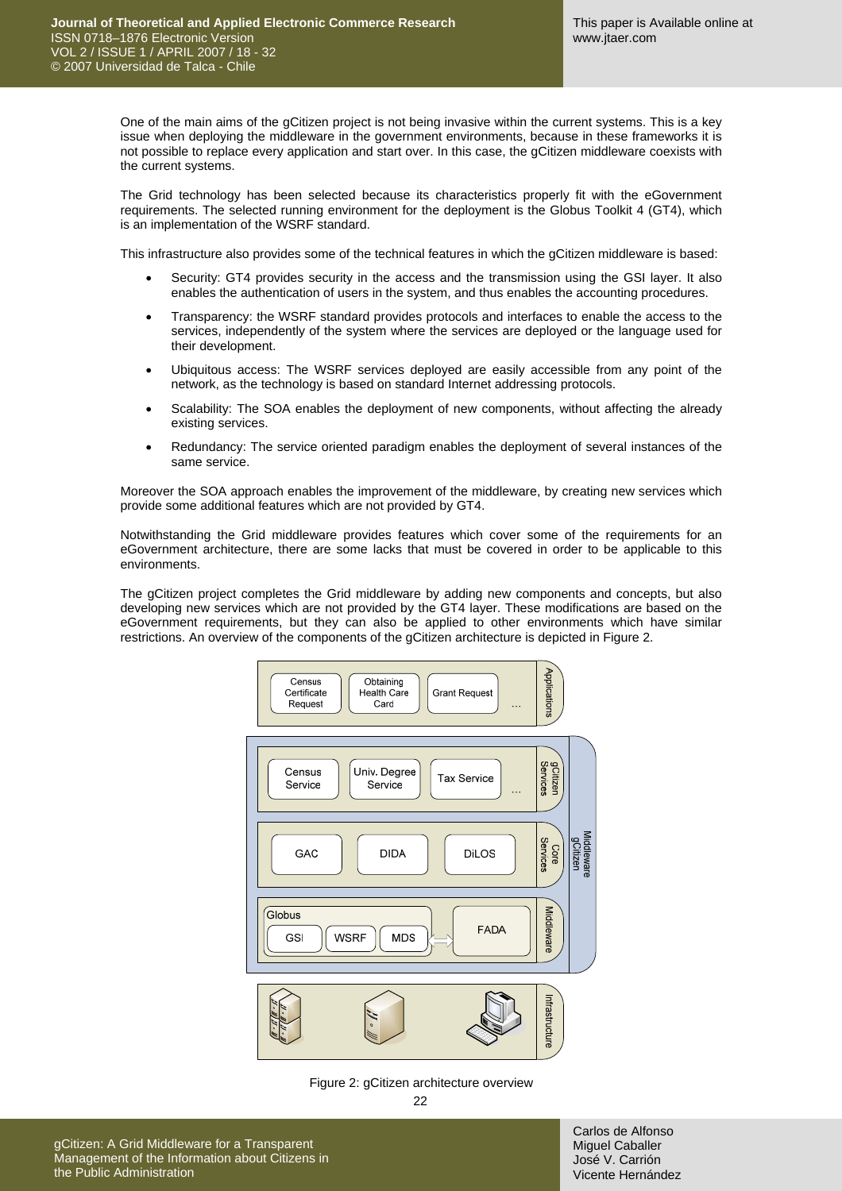One of the main aims of the gCitizen project is not being invasive within the current systems. This is a key issue when deploying the middleware in the government environments, because in these frameworks it is not possible to replace every application and start over. In this case, the gCitizen middleware coexists with the current systems.

The Grid technology has been selected because its characteristics properly fit with the eGovernment requirements. The selected running environment for the deployment is the Globus Toolkit 4 (GT4), which is an implementation of the WSRF standard.

This infrastructure also provides some of the technical features in which the gCitizen middleware is based:

- Security: GT4 provides security in the access and the transmission using the GSI layer. It also enables the authentication of users in the system, and thus enables the accounting procedures.
- Transparency: the WSRF standard provides protocols and interfaces to enable the access to the services, independently of the system where the services are deployed or the language used for their development.
- Ubiquitous access: The WSRF services deployed are easily accessible from any point of the network, as the technology is based on standard Internet addressing protocols.
- Scalability: The SOA enables the deployment of new components, without affecting the already existing services.
- Redundancy: The service oriented paradigm enables the deployment of several instances of the same service.

Moreover the SOA approach enables the improvement of the middleware, by creating new services which provide some additional features which are not provided by GT4.

Notwithstanding the Grid middleware provides features which cover some of the requirements for an eGovernment architecture, there are some lacks that must be covered in order to be applicable to this environments.

The gCitizen project completes the Grid middleware by adding new components and concepts, but also developing new services which are not provided by the GT4 layer. These modifications are based on the eGovernment requirements, but they can also be applied to other environments which have similar restrictions. An overview of the components of the gCitizen architecture is depicted in Figure 2.

Figure 2: gCitizen architecture overview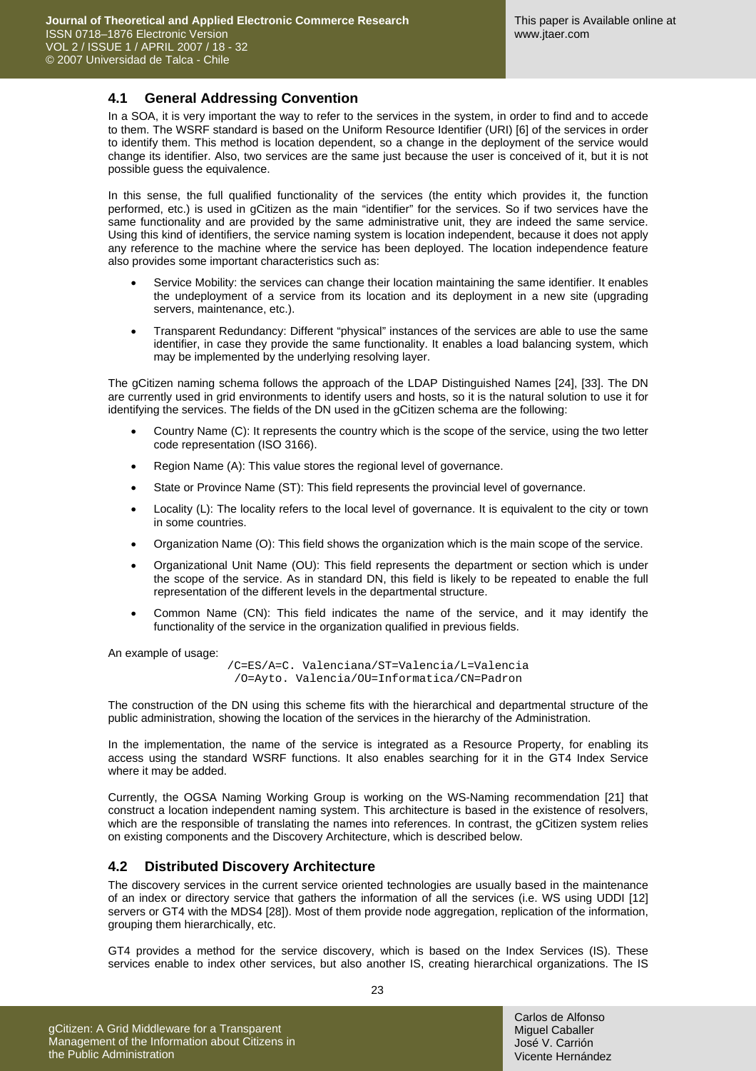### 4.1 General Addressing Convention

In a SOA, it is very important the way to refer to the services in the system, in order to find and to accede to them. The WSRF standard is based on the Uniform Resource Identifier (URI) [6] of the services in order to identify them. This method is location dependent, so a change in the deployment of the service would change its identifier. Also, two services are the same just because the user is conceived of it, but it is not possible guess the equivalence.

In this sense, the full qualified functionality of the services (the entity which provides it, the function performed, etc.) is used in gCitizen as the main "identifier" for the services. So if two services have the same functionality and are provided by the same administrative unit, they are indeed the same service. Using this kind of identifiers, the service naming system is location independent, because it does not apply any reference to the machine where the service has been deployed. The location independence feature also provides some important characteristics such as:

- Service Mobility: the services can change their location maintaining the same identifier. It enables the undeployment of a service from its location and its deployment in a new site (upgrading servers, maintenance, etc.).
- Transparent Redundancy: Different "physical" instances of the services are able to use the same identifier, in case they provide the same functionality. It enables a load balancing system, which may be implemented by the underlying resolving layer.

The gCitizen naming schema follows the approach of the LDAP Distinguished Names [24], [33]. The DN are currently used in grid environments to identify users and hosts, so it is the natural solution to use it for identifying the services. The fields of the DN used in the gCitizen schema are the following:

- Country Name (C): It represents the country which is the scope of the service, using the two letter code representation (ISO 3166).
- Region Name (A): This value stores the regional level of governance.
- State or Province Name (ST): This field represents the provincial level of governance.
- Locality (L): The locality refers to the local level of governance. It is equivalent to the city or town in some countries.
- Organization Name (O): This field shows the organization which is the main scope of the service.
- Organizational Unit Name (OU): This field represents the department or section which is under the scope of the service. As in standard DN, this field is likely to be repeated to enable the full representation of the different levels in the departmental structure.
- Common Name (CN): This field indicates the name of the service, and it may identify the functionality of the service in the organization qualified in previous fields.

An example of usage:

```
/C=ES/A=C. Valenciana/ST=Valencia/L=Valencia
/O=Ayto. Valencia/OU=Informatica/CN=Padron
```

The construction of the DN using this scheme fits with the hierarchical and departmental structure of the public administration, showing the location of the services in the hierarchy of the Administration.

In the implementation, the name of the service is integrated as a Resource Property, for enabling its access using the standard WSRF functions. It also enables searching for it in the GT4 Index Service where it may be added.

Currently, the OGSA Naming Working Group is working on the WS-Naming recommendation [21] that construct a location independent naming system. This architecture is based in the existence of resolvers, which are the responsible of translating the names into references. In contrast, the gCitizen system relies on existing components and the Discovery Architecture, which is described below.

### 4.2 Distributed Discovery Architecture

The discovery services in the current service oriented technologies are usually based in the maintenance of an index or directory service that gathers the information of all the services (i.e. WS using UDDI [12] servers or GT4 with the MDS4 [28]). Most of them provide node aggregation, replication of the information, grouping them hierarchically, etc.

GT4 provides a method for the service discovery, which is based on the Index Services (IS). These services enable to index other services, but also another IS, creating hierarchical organizations. The IS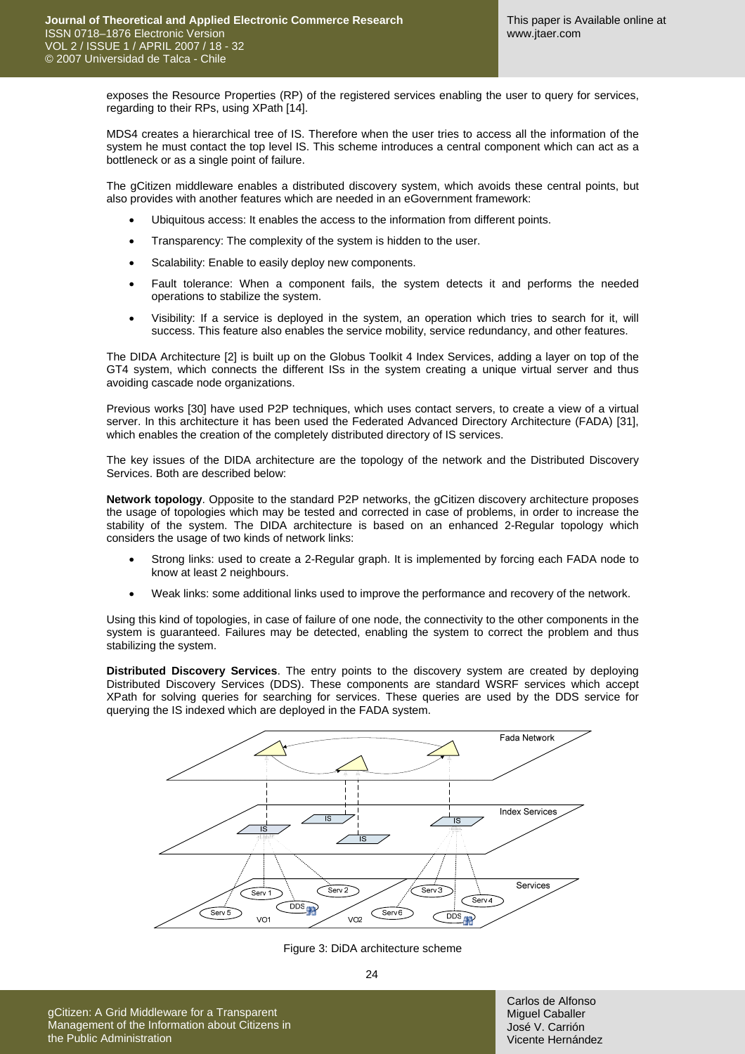exposes the Resource Properties (RP) of the registered services enabling the user to query for services, regarding to their RPs, using XPath [14].

MDS4 creates a hierarchical tree of IS. Therefore when the user tries to access all the information of the system he must contact the top level IS. This scheme introduces a central component which can act as a bottleneck or as a single point of failure.

The gCitizen middleware enables a distributed discovery system, which avoids these central points, but also provides with another features which are needed in an eGovernment framework:

- Ubiquitous access: It enables the access to the information from different points.
- Transparency: The complexity of the system is hidden to the user.
- Scalability: Enable to easily deploy new components.
- Fault tolerance: When a component fails, the system detects it and performs the needed operations to stabilize the system.
- Visibility: If a service is deployed in the system, an operation which tries to search for it, will success. This feature also enables the service mobility, service redundancy, and other features.

The DIDA Architecture [2] is built up on the Globus Toolkit 4 Index Services, adding a layer on top of the GT4 system, which connects the different ISs in the system creating a unique virtual server and thus avoiding cascade node organizations.

Previous works [30] have used P2P techniques, which uses contact servers, to create a view of a virtual server. In this architecture it has been used the Federated Advanced Directory Architecture (FADA) [31], which enables the creation of the completely distributed directory of IS services.

The key issues of the DIDA architecture are the topology of the network and the Distributed Discovery Services. Both are described below:

**Network topology**. Opposite to the standard P2P networks, the gCitizen discovery architecture proposes the usage of topologies which may be tested and corrected in case of problems, in order to increase the stability of the system. The DIDA architecture is based on an enhanced 2-Regular topology which considers the usage of two kinds of network links:

- Strong links: used to create a 2-Regular graph. It is implemented by forcing each FADA node to know at least 2 neighbours.
- Weak links: some additional links used to improve the performance and recovery of the network.

Using this kind of topologies, in case of failure of one node, the connectivity to the other components in the system is guaranteed. Failures may be detected, enabling the system to correct the problem and thus stabilizing the system.

**Distributed Discovery Services**. The entry points to the discovery system are created by deploying Distributed Discovery Services (DDS). These components are standard WSRF services which accept XPath for solving queries for searching for services. These queries are used by the DDS service for querying the IS indexed which are deployed in the FADA system.

Figure 3: DiDA architecture scheme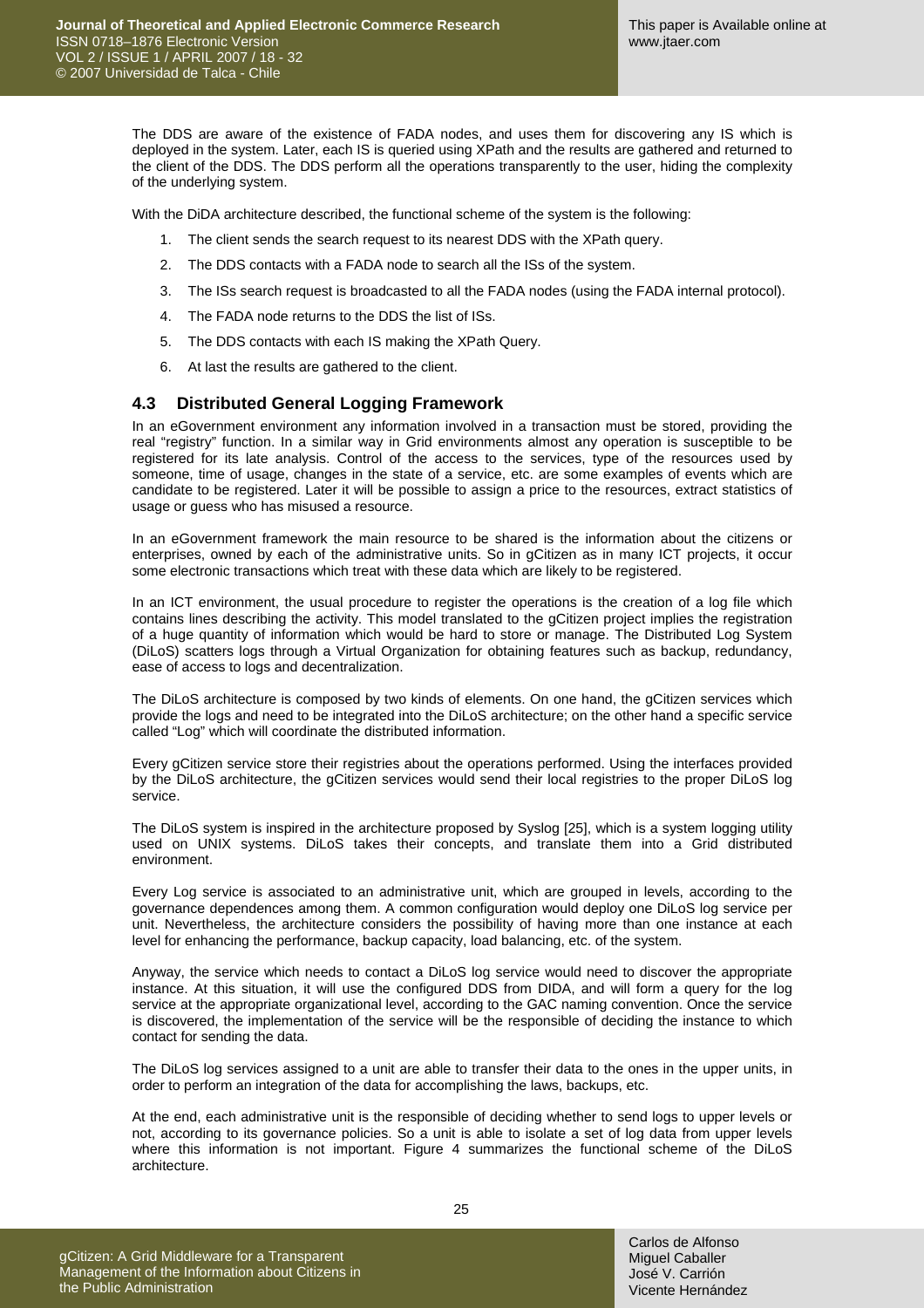The DDS are aware of the existence of FADA nodes, and uses them for discovering any IS which is deployed in the system. Later, each IS is queried using XPath and the results are gathered and returned to the client of the DDS. The DDS perform all the operations transparently to the user, hiding the complexity of the underlying system.

With the DiDA architecture described, the functional scheme of the system is the following:

1. The client sends the search request to its nearest DDS with the XPath query.
2. The DDS contacts with a FADA node to search all the ISs of the system.
3. The ISs search request is broadcasted to all the FADA nodes (using the FADA internal protocol).
4. The FADA node returns to the DDS the list of ISs.
5. The DDS contacts with each IS making the XPath Query.
6. At last the results are gathered to the client.

### 4.3 Distributed General Logging Framework

In an eGovernment environment any information involved in a transaction must be stored, providing the real "registry" function. In a similar way in Grid environments almost any operation is susceptible to be registered for its late analysis. Control of the access to the services, type of the resources used by someone, time of usage, changes in the state of a service, etc. are some examples of events which are candidate to be registered. Later it will be possible to assign a price to the resources, extract statistics of usage or guess who has misused a resource.

In an eGovernment framework the main resource to be shared is the information about the citizens or enterprises, owned by each of the administrative units. So in gCitizen as in many ICT projects, it occur some electronic transactions which treat with these data which are likely to be registered.

In an ICT environment, the usual procedure to register the operations is the creation of a log file which contains lines describing the activity. This model translated to the gCitizen project implies the registration of a huge quantity of information which would be hard to store or manage. The Distributed Log System (DiLoS) scatters logs through a Virtual Organization for obtaining features such as backup, redundancy, ease of access to logs and decentralization.

The DiLoS architecture is composed by two kinds of elements. On one hand, the gCitizen services which provide the logs and need to be integrated into the DiLoS architecture; on the other hand a specific service called "Log" which will coordinate the distributed information.

Every gCitizen service store their registries about the operations performed. Using the interfaces provided by the DiLoS architecture, the gCitizen services would send their local registries to the proper DiLoS log service.

The DiLoS system is inspired in the architecture proposed by Syslog [25], which is a system logging utility used on UNIX systems. DiLoS takes their concepts, and translate them into a Grid distributed environment.

Every Log service is associated to an administrative unit, which are grouped in levels, according to the governance dependences among them. A common configuration would deploy one DiLoS log service per unit. Nevertheless, the architecture considers the possibility of having more than one instance at each level for enhancing the performance, backup capacity, load balancing, etc. of the system.

Anyway, the service which needs to contact a DiLoS log service would need to discover the appropriate instance. At this situation, it will use the configured DDS from DIDA, and will form a query for the log service at the appropriate organizational level, according to the GAC naming convention. Once the service is discovered, the implementation of the service will be the responsible of deciding the instance to which contact for sending the data.

The DiLoS log services assigned to a unit are able to transfer their data to the ones in the upper units, in order to perform an integration of the data for accomplishing the laws, backups, etc.

At the end, each administrative unit is the responsible of deciding whether to send logs to upper levels or not, according to its governance policies. So a unit is able to isolate a set of log data from upper levels where this information is not important. Figure 4 summarizes the functional scheme of the DiLoS architecture.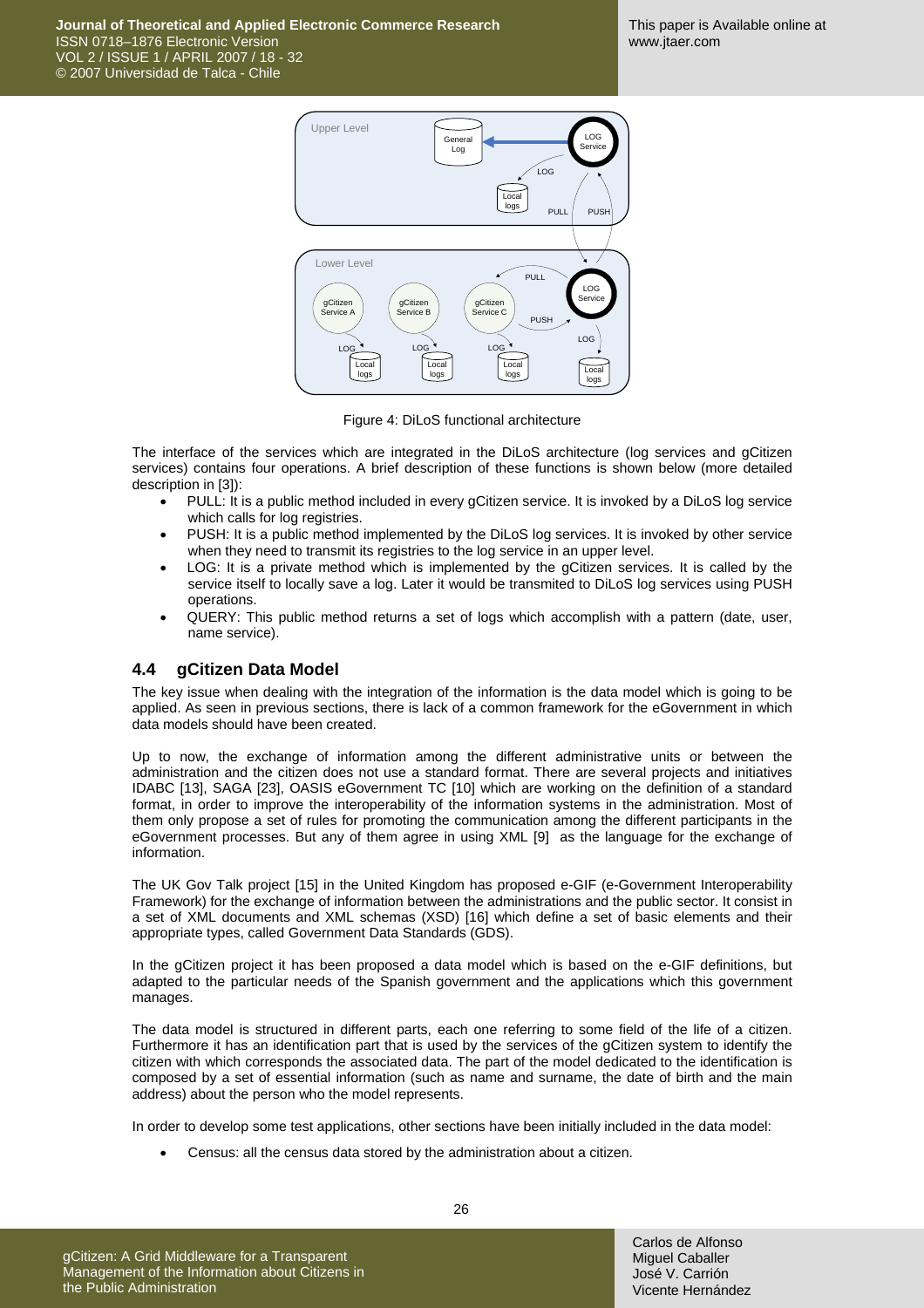Figure 4: DiLoS functional architecture

The interface of the services which are integrated in the DiLoS architecture (log services and gCitizen services) contains four operations. A brief description of these functions is shown below (more detailed description in [3]):

- PULL: It is a public method included in every gCitizen service. It is invoked by a DiLoS log service which calls for log registries.
- PUSH: It is a public method implemented by the DiLoS log services. It is invoked by other service when they need to transmit its registries to the log service in an upper level.
- LOG: It is a private method which is implemented by the gCitizen services. It is called by the service itself to locally save a log. Later it would be transmited to DiLoS log services using PUSH operations.
- QUERY: This public method returns a set of logs which accomplish with a pattern (date, user, name service).

### 4.4 gCitizen Data Model

The key issue when dealing with the integration of the information is the data model which is going to be applied. As seen in previous sections, there is lack of a common framework for the eGovernment in which data models should have been created.

Up to now, the exchange of information among the different administrative units or between the administration and the citizen does not use a standard format. There are several projects and initiatives IDABC [13], SAGA [23], OASIS eGovernment TC [10] which are working on the definition of a standard format, in order to improve the interoperability of the information systems in the administration. Most of them only propose a set of rules for promoting the communication among the different participants in the eGovernment processes. But any of them agree in using XML [9] as the language for the exchange of information.

The UK Gov Talk project [15] in the United Kingdom has proposed e-GIF (e-Government Interoperability Framework) for the exchange of information between the administrations and the public sector. It consist in a set of XML documents and XML schemas (XSD) [16] which define a set of basic elements and their appropriate types, called Government Data Standards (GDS).

In the gCitizen project it has been proposed a data model which is based on the e-GIF definitions, but adapted to the particular needs of the Spanish government and the applications which this government manages.

The data model is structured in different parts, each one referring to some field of the life of a citizen. Furthermore it has an identification part that is used by the services of the gCitizen system to identify the citizen with which corresponds the associated data. The part of the model dedicated to the identification is composed by a set of essential information (such as name and surname, the date of birth and the main address) about the person who the model represents.

In order to develop some test applications, other sections have been initially included in the data model:

- Census: all the census data stored by the administration about a citizen.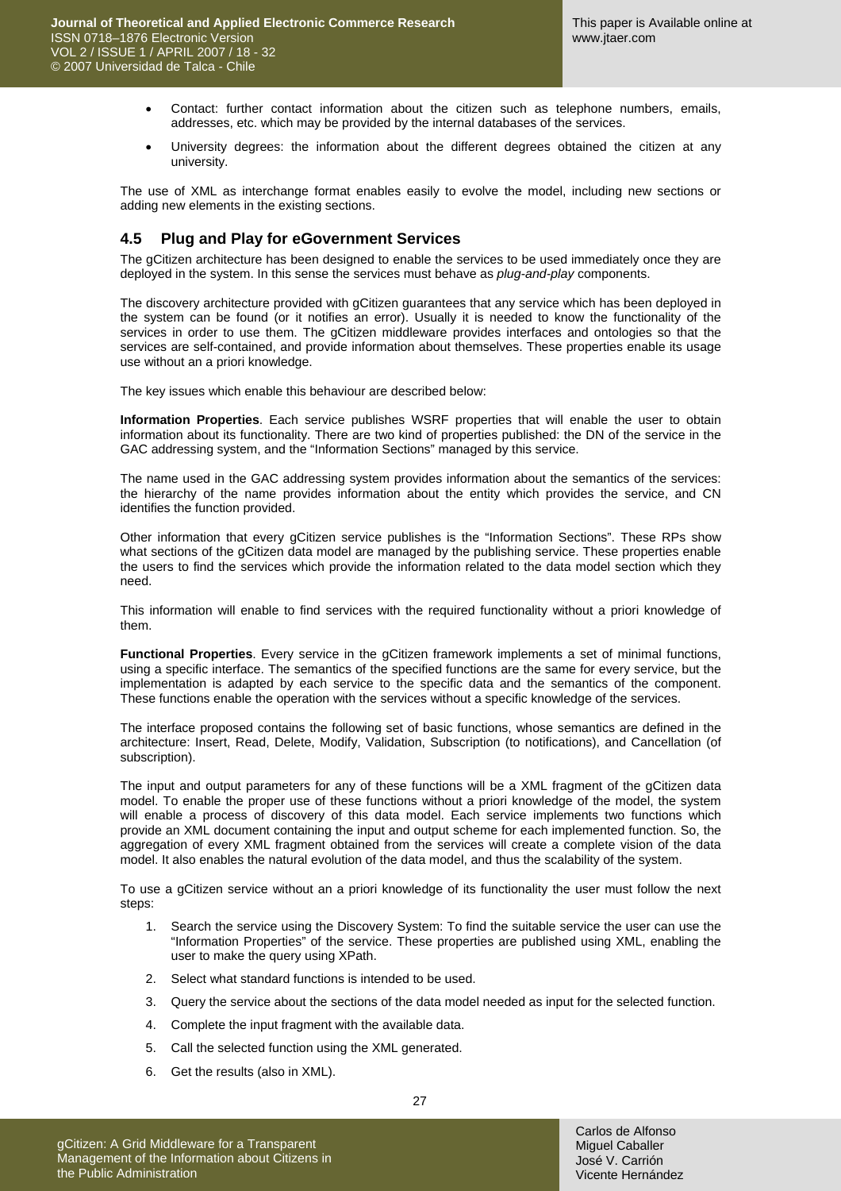- Contact: further contact information about the citizen such as telephone numbers, emails, addresses, etc. which may be provided by the internal databases of the services.
- University degrees: the information about the different degrees obtained the citizen at any university.

The use of XML as interchange format enables easily to evolve the model, including new sections or adding new elements in the existing sections.

## 4.5 Plug and Play for eGovernment Services

The gCitizen architecture has been designed to enable the services to be used immediately once they are deployed in the system. In this sense the services must behave as *plug-and-play* components.

The discovery architecture provided with gCitizen guarantees that any service which has been deployed in the system can be found (or it notifies an error). Usually it is needed to know the functionality of the services in order to use them. The gCitizen middleware provides interfaces and ontologies so that the services are self-contained, and provide information about themselves. These properties enable its usage use without an a priori knowledge.

The key issues which enable this behaviour are described below:

**Information Properties**. Each service publishes WSRF properties that will enable the user to obtain information about its functionality. There are two kind of properties published: the DN of the service in the GAC addressing system, and the "Information Sections" managed by this service.

The name used in the GAC addressing system provides information about the semantics of the services: the hierarchy of the name provides information about the entity which provides the service, and CN identifies the function provided.

Other information that every gCitizen service publishes is the "Information Sections". These RPs show what sections of the gCitizen data model are managed by the publishing service. These properties enable the users to find the services which provide the information related to the data model section which they need.

This information will enable to find services with the required functionality without a priori knowledge of them.

**Functional Properties**. Every service in the gCitizen framework implements a set of minimal functions, using a specific interface. The semantics of the specified functions are the same for every service, but the implementation is adapted by each service to the specific data and the semantics of the component. These functions enable the operation with the services without a specific knowledge of the services.

The interface proposed contains the following set of basic functions, whose semantics are defined in the architecture: Insert, Read, Delete, Modify, Validation, Subscription (to notifications), and Cancellation (of subscription).

The input and output parameters for any of these functions will be a XML fragment of the gCitizen data model. To enable the proper use of these functions without a priori knowledge of the model, the system will enable a process of discovery of this data model. Each service implements two functions which provide an XML document containing the input and output scheme for each implemented function. So, the aggregation of every XML fragment obtained from the services will create a complete vision of the data model. It also enables the natural evolution of the data model, and thus the scalability of the system.

To use a gCitizen service without an a priori knowledge of its functionality the user must follow the next steps:

1. Search the service using the Discovery System: To find the suitable service the user can use the "Information Properties" of the service. These properties are published using XML, enabling the user to make the query using XPath.
2. Select what standard functions is intended to be used.
3. Query the service about the sections of the data model needed as input for the selected function.
4. Complete the input fragment with the available data.
5. Call the selected function using the XML generated.
6. Get the results (also in XML).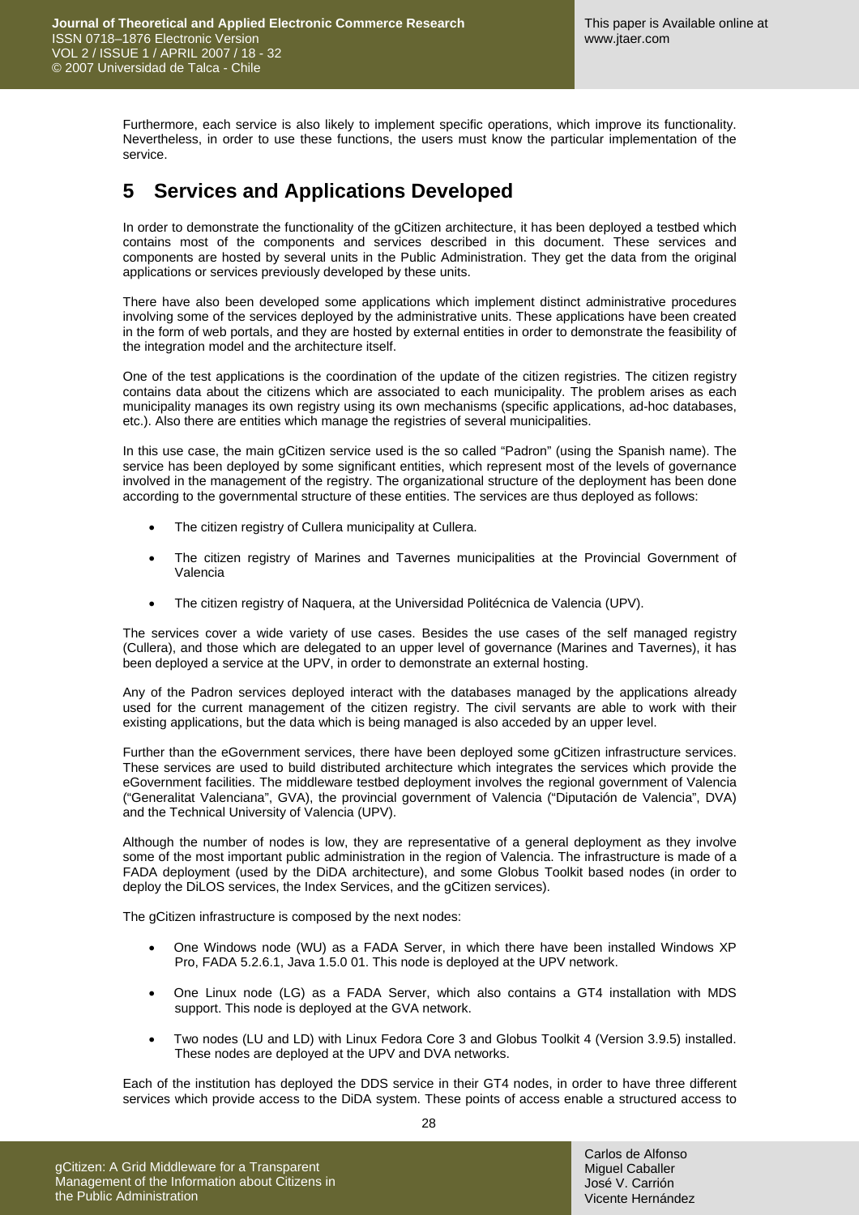Furthermore, each service is also likely to implement specific operations, which improve its functionality. Nevertheless, in order to use these functions, the users must know the particular implementation of the service.

## 5 Services and Applications Developed

In order to demonstrate the functionality of the gCitizen architecture, it has been deployed a testbed which contains most of the components and services described in this document. These services and components are hosted by several units in the Public Administration. They get the data from the original applications or services previously developed by these units.

There have also been developed some applications which implement distinct administrative procedures involving some of the services deployed by the administrative units. These applications have been created in the form of web portals, and they are hosted by external entities in order to demonstrate the feasibility of the integration model and the architecture itself.

One of the test applications is the coordination of the update of the citizen registries. The citizen registry contains data about the citizens which are associated to each municipality. The problem arises as each municipality manages its own registry using its own mechanisms (specific applications, ad-hoc databases, etc.). Also there are entities which manage the registries of several municipalities.

In this use case, the main gCitizen service used is the so called "Padron" (using the Spanish name). The service has been deployed by some significant entities, which represent most of the levels of governance involved in the management of the registry. The organizational structure of the deployment has been done according to the governmental structure of these entities. The services are thus deployed as follows:

- The citizen registry of Cullera municipality at Cullera.
- The citizen registry of Marines and Tavernes municipalities at the Provincial Government of Valencia
- The citizen registry of Naquera, at the Universidad Politécnica de Valencia (UPV).

The services cover a wide variety of use cases. Besides the use cases of the self managed registry (Cullera), and those which are delegated to an upper level of governance (Marines and Tavernes), it has been deployed a service at the UPV, in order to demonstrate an external hosting.

Any of the Padron services deployed interact with the databases managed by the applications already used for the current management of the citizen registry. The civil servants are able to work with their existing applications, but the data which is being managed is also acceded by an upper level.

Further than the eGovernment services, there have been deployed some gCitizen infrastructure services. These services are used to build distributed architecture which integrates the services which provide the eGovernment facilities. The middleware testbed deployment involves the regional government of Valencia ("Generalitat Valenciana", GVA), the provincial government of Valencia ("Diputación de Valencia", DVA) and the Technical University of Valencia (UPV).

Although the number of nodes is low, they are representative of a general deployment as they involve some of the most important public administration in the region of Valencia. The infrastructure is made of a FADA deployment (used by the DiDA architecture), and some Globus Toolkit based nodes (in order to deploy the DiLOS services, the Index Services, and the gCitizen services).

The gCitizen infrastructure is composed by the next nodes:

- One Windows node (WU) as a FADA Server, in which there have been installed Windows XP Pro, FADA 5.2.6.1, Java 1.5.0 01. This node is deployed at the UPV network.
- One Linux node (LG) as a FADA Server, which also contains a GT4 installation with MDS support. This node is deployed at the GVA network.
- Two nodes (LU and LD) with Linux Fedora Core 3 and Globus Toolkit 4 (Version 3.9.5) installed. These nodes are deployed at the UPV and DVA networks.

Each of the institution has deployed the DDS service in their GT4 nodes, in order to have three different services which provide access to the DiDA system. These points of access enable a structured access to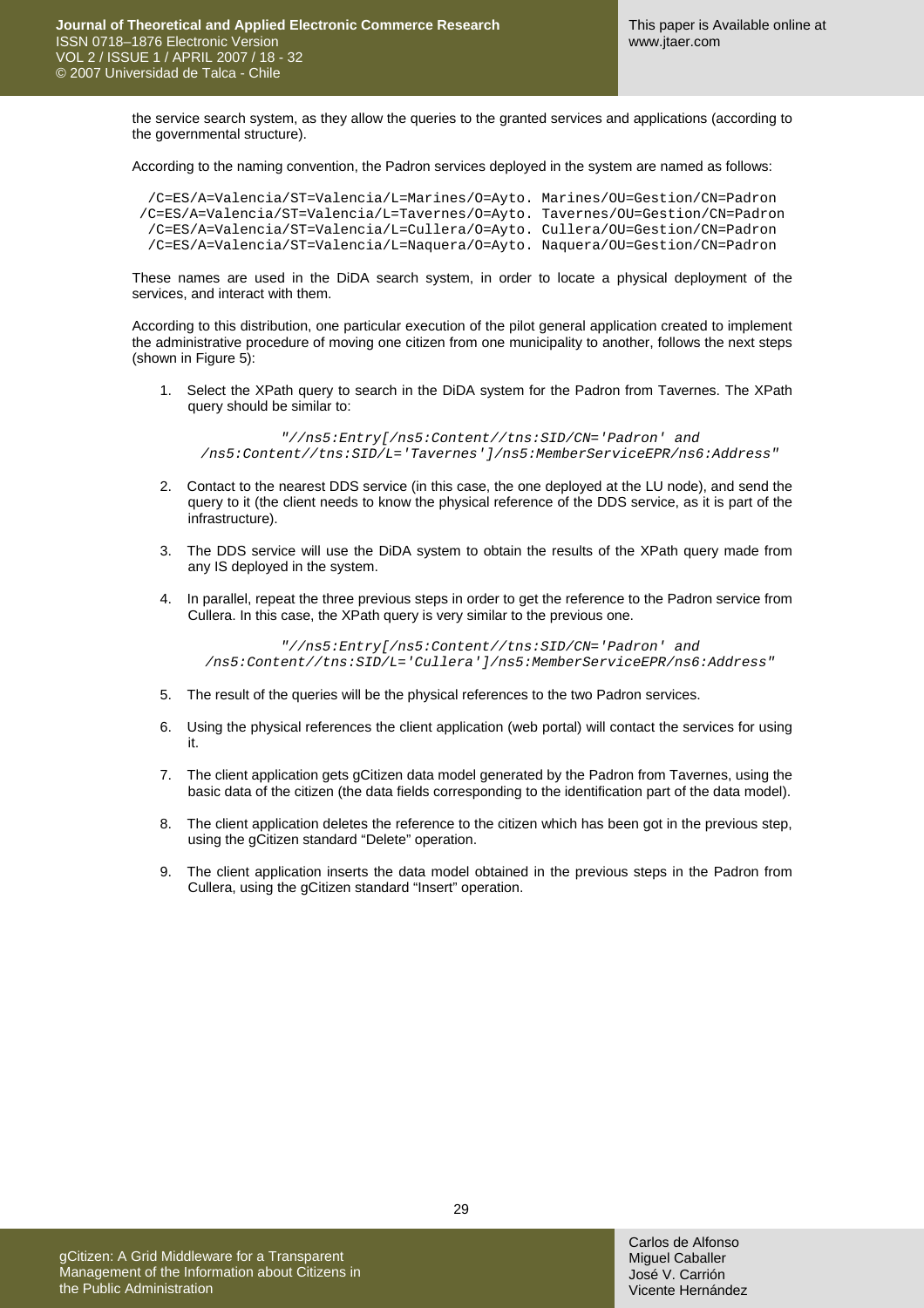the service search system, as they allow the queries to the granted services and applications (according to the governmental structure).

According to the naming convention, the Padron services deployed in the system are named as follows:

```
/C=ES/A=Valencia/ST=Valencia/L=Marines/O=Ayto. Marines/OU=Gestion/CN=Padron
/C=ES/A=Valencia/ST=Valencia/L=Tavernes/O=Ayto. Tavernes/OU=Gestion/CN=Padron
/C=ES/A=Valencia/ST=Valencia/L=Cullera/O=Ayto. Cullera/OU=Gestion/CN=Padron
/C=ES/A=Valencia/ST=Valencia/L=Naquera/O=Ayto. Naquera/OU=Gestion/CN=Padron
```

These names are used in the DiDA search system, in order to locate a physical deployment of the services, and interact with them.

According to this distribution, one particular execution of the pilot general application created to implement the administrative procedure of moving one citizen from one municipality to another, follows the next steps (shown in Figure 5):

1. Select the XPath query to search in the DiDA system for the Padron from Tavernes. The XPath query should be similar to:

   ```
   "//ns5:Entry[/ns5:Content//tns:SID/CN='Padron' and
   /ns5:Content//tns:SID/L='Tavernes']/ns5:MemberServiceEPR/ns6:Address"
   ```

2. Contact to the nearest DDS service (in this case, the one deployed at the LU node), and send the query to it (the client needs to know the physical reference of the DDS service, as it is part of the infrastructure).

3. The DDS service will use the DiDA system to obtain the results of the XPath query made from any IS deployed in the system.

4. In parallel, repeat the three previous steps in order to get the reference to the Padron service from Cullera. In this case, the XPath query is very similar to the previous one.

   ```
   "//ns5:Entry[/ns5:Content//tns:SID/CN='Padron' and
   /ns5:Content//tns:SID/L='Cullera']/ns5:MemberServiceEPR/ns6:Address"
   ```

5. The result of the queries will be the physical references to the two Padron services.

6. Using the physical references the client application (web portal) will contact the services for using it.

7. The client application gets gCitizen data model generated by the Padron from Tavernes, using the basic data of the citizen (the data fields corresponding to the identification part of the data model).

8. The client application deletes the reference to the citizen which has been got in the previous step, using the gCitizen standard "Delete" operation.

9. The client application inserts the data model obtained in the previous steps in the Padron from Cullera, using the gCitizen standard "Insert" operation.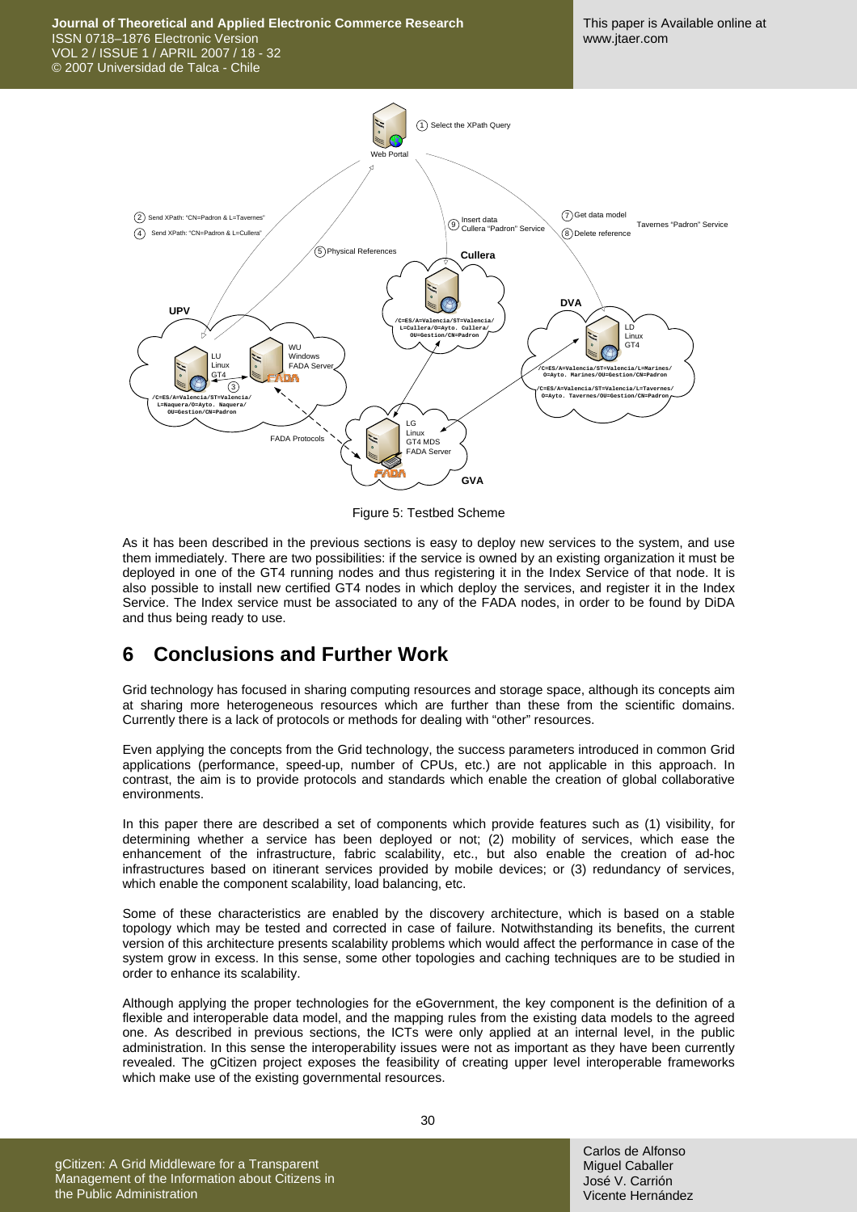Figure 5: Testbed Scheme

As it has been described in the previous sections is easy to deploy new services to the system, and use them immediately. There are two possibilities: if the service is owned by an existing organization it must be deployed in one of the GT4 running nodes and thus registering it in the Index Service of that node. It is also possible to install new certified GT4 nodes in which deploy the services, and register it in the Index Service. The Index service must be associated to any of the FADA nodes, in order to be found by DiDA and thus being ready to use.

## 6 Conclusions and Further Work

Grid technology has focused in sharing computing resources and storage space, although its concepts aim at sharing more heterogeneous resources which are further than these from the scientific domains. Currently there is a lack of protocols or methods for dealing with "other" resources.

Even applying the concepts from the Grid technology, the success parameters introduced in common Grid applications (performance, speed-up, number of CPUs, etc.) are not applicable in this approach. In contrast, the aim is to provide protocols and standards which enable the creation of global collaborative environments.

In this paper there are described a set of components which provide features such as (1) visibility, for determining whether a service has been deployed or not; (2) mobility of services, which ease the enhancement of the infrastructure, fabric scalability, etc., but also enable the creation of ad-hoc infrastructures based on itinerant services provided by mobile devices; or (3) redundancy of services, which enable the component scalability, load balancing, etc.

Some of these characteristics are enabled by the discovery architecture, which is based on a stable topology which may be tested and corrected in case of failure. Notwithstanding its benefits, the current version of this architecture presents scalability problems which would affect the performance in case of the system grow in excess. In this sense, some other topologies and caching techniques are to be studied in order to enhance its scalability.

Although applying the proper technologies for the eGovernment, the key component is the definition of a flexible and interoperable data model, and the mapping rules from the existing data models to the agreed one. As described in previous sections, the ICTs were only applied at an internal level, in the public administration. In this sense the interoperability issues were not as important as they have been currently revealed. The gCitizen project exposes the feasibility of creating upper level interoperable frameworks which make use of the existing governmental resources.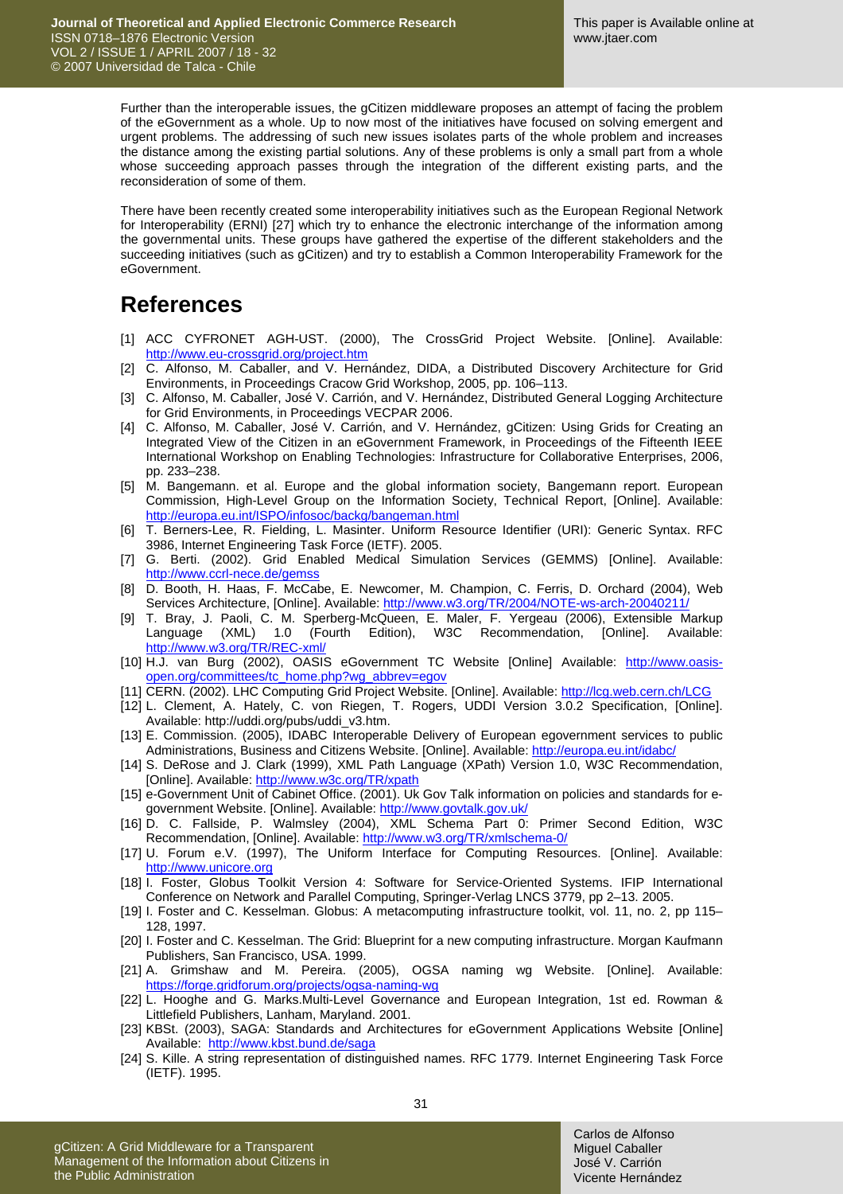Further than the interoperable issues, the gCitizen middleware proposes an attempt of facing the problem of the eGovernment as a whole. Up to now most of the initiatives have focused on solving emergent and urgent problems. The addressing of such new issues isolates parts of the whole problem and increases the distance among the existing partial solutions. Any of these problems is only a small part from a whole whose succeeding approach passes through the integration of the different existing parts, and the reconsideration of some of them.

There have been recently created some interoperability initiatives such as the European Regional Network for Interoperability (ERNI) [27] which try to enhance the electronic interchange of the information among the governmental units. These groups have gathered the expertise of the different stakeholders and the succeeding initiatives (such as gCitizen) and try to establish a Common Interoperability Framework for the eGovernment.

# References

[1] ACC CYFRONET AGH-UST. (2000), The CrossGrid Project Website. [Online]. Available: http://www.eu-crossgrid.org/project.htm

[2] C. Alfonso, M. Caballer, and V. Hernández, DIDA, a Distributed Discovery Architecture for Grid Environments, in Proceedings Cracow Grid Workshop, 2005, pp. 106–113.

[3] C. Alfonso, M. Caballer, José V. Carrión, and V. Hernández, Distributed General Logging Architecture for Grid Environments, in Proceedings VECPAR 2006.

[4] C. Alfonso, M. Caballer, José V. Carrión, and V. Hernández, gCitizen: Using Grids for Creating an Integrated View of the Citizen in an eGovernment Framework, in Proceedings of the Fifteenth IEEE International Workshop on Enabling Technologies: Infrastructure for Collaborative Enterprises, 2006, pp. 233–238.

[5] M. Bangemann. et al. Europe and the global information society, Bangemann report. European Commission, High-Level Group on the Information Society, Technical Report, [Online]. Available: http://europa.eu.int/ISPO/infosoc/backg/bangeman.html

[6] T. Berners-Lee, R. Fielding, L. Masinter. Uniform Resource Identifier (URI): Generic Syntax. RFC 3986, Internet Engineering Task Force (IETF). 2005.

[7] G. Berti. (2002). Grid Enabled Medical Simulation Services (GEMMS) [Online]. Available: http://www.ccrl-nece.de/gemss

[8] D. Booth, H. Haas, F. McCabe, E. Newcomer, M. Champion, C. Ferris, D. Orchard (2004), Web Services Architecture, [Online]. Available: http://www.w3.org/TR/2004/NOTE-ws-arch-20040211/

[9] T. Bray, J. Paoli, C. M. Sperberg-McQueen, E. Maler, F. Yergeau (2006), Extensible Markup Language (XML) 1.0 (Fourth Edition), W3C Recommendation, [Online]. Available: http://www.w3.org/TR/REC-xml/

[10] H.J. van Burg (2002), OASIS eGovernment TC Website [Online] Available: http://www.oasis-open.org/committees/tc_home.php?wg_abbrev=egov

[11] CERN. (2002). LHC Computing Grid Project Website. [Online]. Available: http://lcg.web.cern.ch/LCG

[12] L. Clement, A. Hately, C. von Riegen, T. Rogers, UDDI Version 3.0.2 Specification, [Online]. Available: http://uddi.org/pubs/uddi_v3.htm.

[13] E. Commission. (2005), IDABC Interoperable Delivery of European egovernment services to public Administrations, Business and Citizens Website. [Online]. Available: http://europa.eu.int/idabc/

[14] S. DeRose and J. Clark (1999), XML Path Language (XPath) Version 1.0, W3C Recommendation, [Online]. Available: http://www.w3c.org/TR/xpath

[15] e-Government Unit of Cabinet Office. (2001). Uk Gov Talk information on policies and standards for e-government Website. [Online]. Available: http://www.govtalk.gov.uk/

[16] D. C. Fallside, P. Walmsley (2004), XML Schema Part 0: Primer Second Edition, W3C Recommendation, [Online]. Available: http://www.w3.org/TR/xmlschema-0/

[17] U. Forum e.V. (1997), The Uniform Interface for Computing Resources. [Online]. Available: http://www.unicore.org

[18] I. Foster, Globus Toolkit Version 4: Software for Service-Oriented Systems. IFIP International Conference on Network and Parallel Computing, Springer-Verlag LNCS 3779, pp 2–13. 2005.

[19] I. Foster and C. Kesselman. Globus: A metacomputing infrastructure toolkit, vol. 11, no. 2, pp 115–128, 1997.

[20] I. Foster and C. Kesselman. The Grid: Blueprint for a new computing infrastructure. Morgan Kaufmann Publishers, San Francisco, USA. 1999.

[21] A. Grimshaw and M. Pereira. (2005), OGSA naming wg Website. [Online]. Available: https://forge.gridforum.org/projects/ogsa-naming-wg

[22] L. Hooghe and G. Marks.Multi-Level Governance and European Integration, 1st ed. Rowman & Littlefield Publishers, Lanham, Maryland. 2001.

[23] KBSt. (2003), SAGA: Standards and Architectures for eGovernment Applications Website [Online] Available: http://www.kbst.bund.de/saga

[24] S. Kille. A string representation of distinguished names. RFC 1779. Internet Engineering Task Force (IETF). 1995.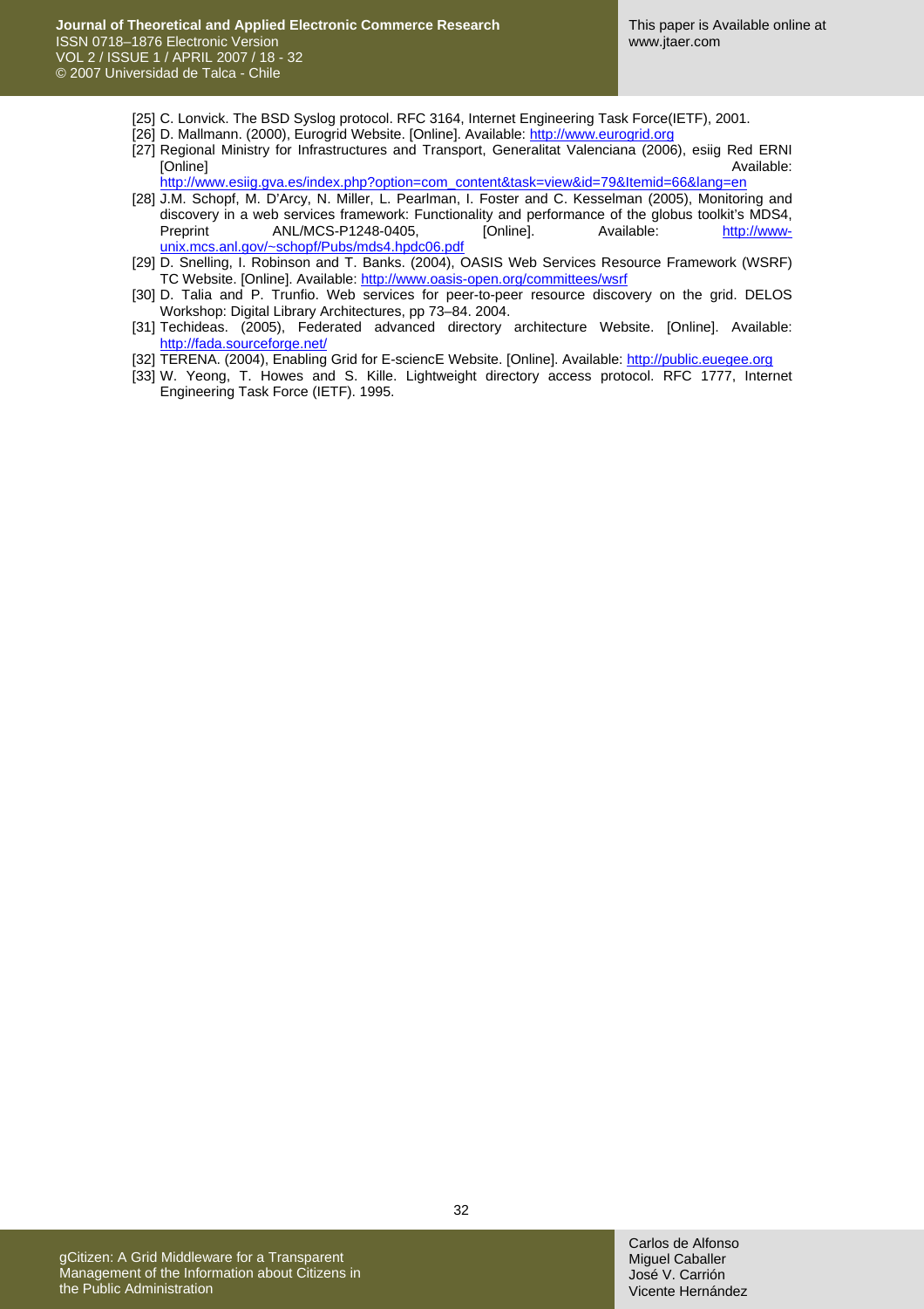[25] C. Lonvick. The BSD Syslog protocol. RFC 3164, Internet Engineering Task Force(IETF), 2001.

[26] D. Mallmann. (2000), Eurogrid Website. [Online]. Available: http://www.eurogrid.org

[27] Regional Ministry for Infrastructures and Transport, Generalitat Valenciana (2006), esiig Red ERNI [Online] Available: http://www.esiig.gva.es/index.php?option=com_content&task=view&id=79&Itemid=66&lang=en

[28] J.M. Schopf, M. D'Arcy, N. Miller, L. Pearlman, I. Foster and C. Kesselman (2005), Monitoring and discovery in a web services framework: Functionality and performance of the globus toolkit's MDS4, Preprint ANL/MCS-P1248-0405, [Online]. Available: http://www-unix.mcs.anl.gov/~schopf/Pubs/mds4.hpdc06.pdf

[29] D. Snelling, I. Robinson and T. Banks. (2004), OASIS Web Services Resource Framework (WSRF) TC Website. [Online]. Available: http://www.oasis-open.org/committees/wsrf

[30] D. Talia and P. Trunfio. Web services for peer-to-peer resource discovery on the grid. DELOS Workshop: Digital Library Architectures, pp 73–84. 2004.

[31] Techideas. (2005), Federated advanced directory architecture Website. [Online]. Available: http://fada.sourceforge.net/

[32] TERENA. (2004), Enabling Grid for E-sciencE Website. [Online]. Available: http://public.euegee.org

[33] W. Yeong, T. Howes and S. Kille. Lightweight directory access protocol. RFC 1777, Internet Engineering Task Force (IETF). 1995.